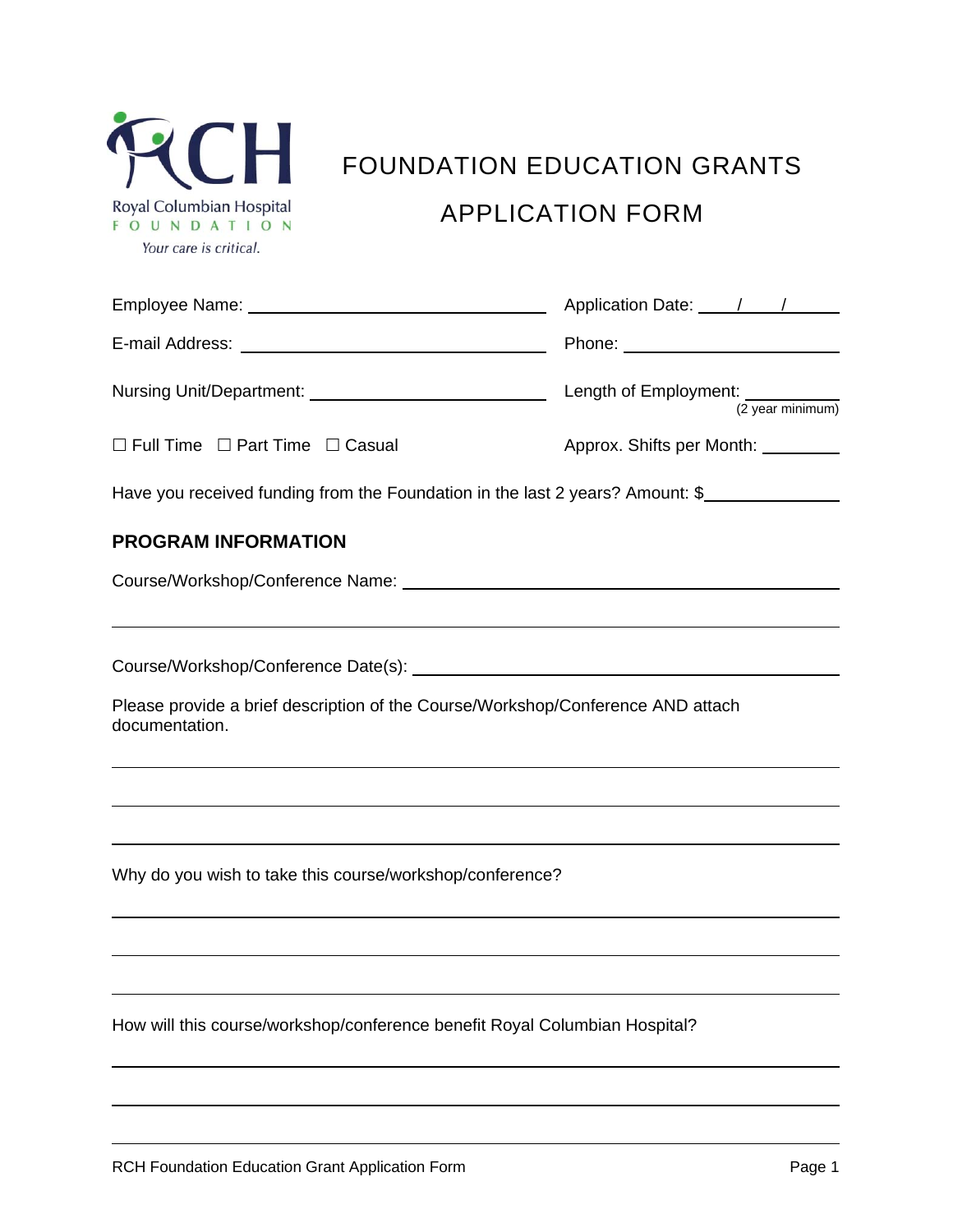Royal Columbian Hospital
FOUNDATION
*Your care is critical.*

# FOUNDATION EDUCATION GRANTS APPLICATION FORM

Employee Name: ______________________________ Application Date: ____/____/______

E-mail Address: ______________________________ Phone: ____________________

Nursing Unit/Department: ______________________ Length of Employment: __________ (2 year minimum)

☐ Full Time ☐ Part Time ☐ Casual Approx. Shifts per Month: ________

Have you received funding from the Foundation in the last 2 years? Amount: $______________

## PROGRAM INFORMATION

Course/Workshop/Conference Name: ____________________________________________

_____________________________________________________________________________

Course/Workshop/Conference Date(s): __________________________________________

Please provide a brief description of the Course/Workshop/Conference AND attach documentation.

_____________________________________________________________________________

_____________________________________________________________________________

_____________________________________________________________________________

Why do you wish to take this course/workshop/conference?

_____________________________________________________________________________

_____________________________________________________________________________

_____________________________________________________________________________

How will this course/workshop/conference benefit Royal Columbian Hospital?

_____________________________________________________________________________

_____________________________________________________________________________

_____________________________________________________________________________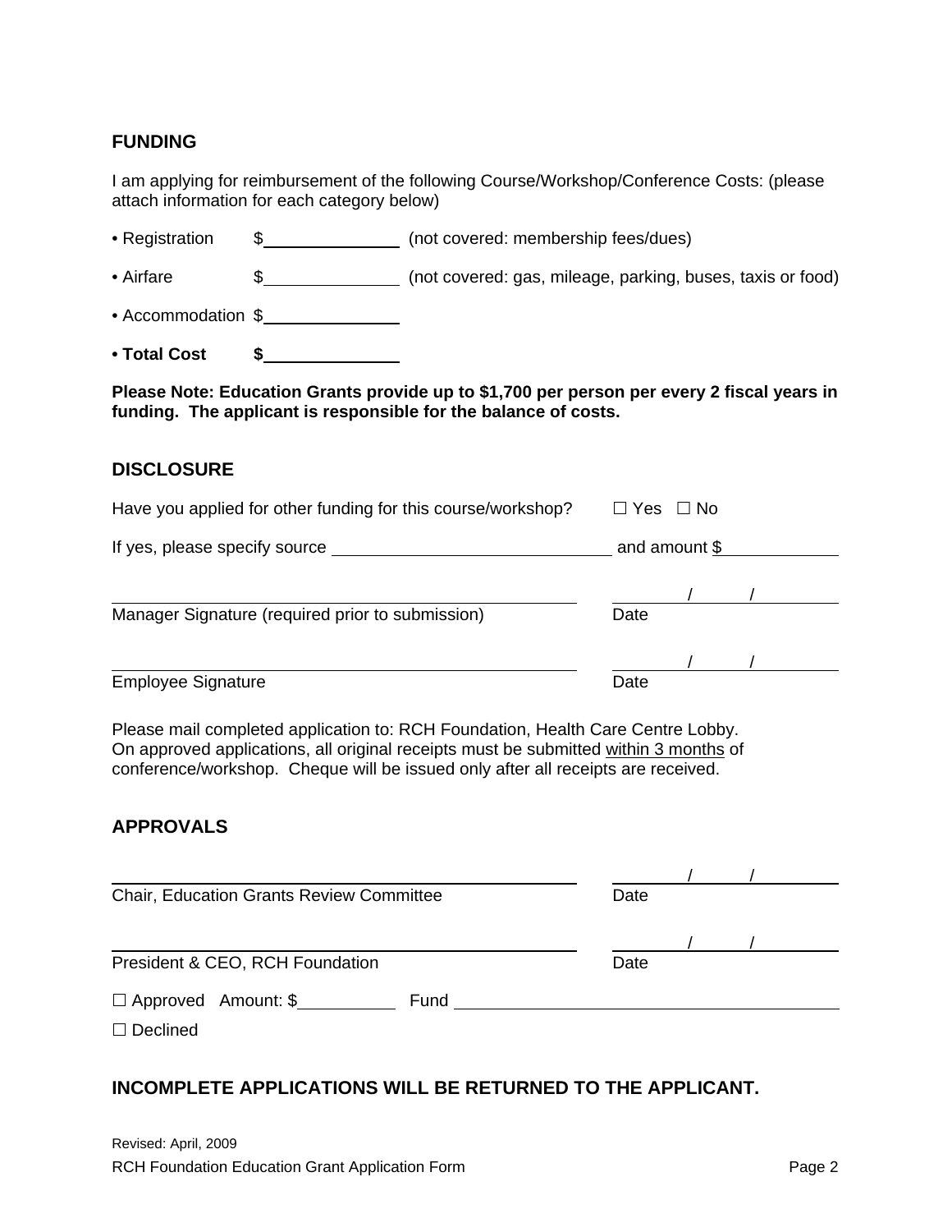## FUNDING

I am applying for reimbursement of the following Course/Workshop/Conference Costs: (please attach information for each category below)

- Registration $\_\_\_\_\_\_\_\_\_\_\_\_ (not covered: membership fees/dues)
- Airfare $\_\_\_\_\_\_\_\_\_\_\_\_ (not covered: gas, mileage, parking, buses, taxis or food)
- Accommodation $\_\_\_\_\_\_\_\_\_\_\_\_
- **Total Cost $\_\_\_\_\_\_\_\_\_\_\_\_**

**Please Note: Education Grants provide up to $1,700 per person per every 2 fiscal years in funding. The applicant is responsible for the balance of costs.**

## DISCLOSURE

Have you applied for other funding for this course/workshop? ☐ Yes ☐ No

If yes, please specify source \_\_\_\_\_\_\_\_\_\_\_\_\_\_\_\_\_\_\_\_\_\_\_\_ and amount $\_\_\_\_\_\_\_\_\_\_

\_\_\_\_\_\_\_\_\_\_\_\_\_\_\_\_\_\_\_\_\_\_\_\_\_\_\_\_\_\_\_\_\_\_\_\_\_\_ \_\_\_\_\_/\_\_\_\_\_/\_\_\_\_\_

Manager Signature (required prior to submission) Date

\_\_\_\_\_\_\_\_\_\_\_\_\_\_\_\_\_\_\_\_\_\_\_\_\_\_\_\_\_\_\_\_\_\_\_\_\_\_ \_\_\_\_\_/\_\_\_\_\_/\_\_\_\_\_

Employee Signature Date

Please mail completed application to: RCH Foundation, Health Care Centre Lobby. On approved applications, all original receipts must be submitted within 3 months of conference/workshop. Cheque will be issued only after all receipts are received.

## APPROVALS

\_\_\_\_\_\_\_\_\_\_\_\_\_\_\_\_\_\_\_\_\_\_\_\_\_\_\_\_\_\_\_\_\_\_\_\_\_\_ \_\_\_\_\_/\_\_\_\_\_/\_\_\_\_\_

Chair, Education Grants Review Committee Date

\_\_\_\_\_\_\_\_\_\_\_\_\_\_\_\_\_\_\_\_\_\_\_\_\_\_\_\_\_\_\_\_\_\_\_\_\_\_ \_\_\_\_\_/\_\_\_\_\_/\_\_\_\_\_

President & CEO, RCH Foundation Date

☐ Approved Amount: $\_\_\_\_\_\_\_\_\_\_ Fund \_\_\_\_\_\_\_\_\_\_\_\_\_\_\_\_\_\_\_\_\_\_\_\_\_\_\_\_\_\_

☐ Declined

## INCOMPLETE APPLICATIONS WILL BE RETURNED TO THE APPLICANT.

Revised: April, 2009